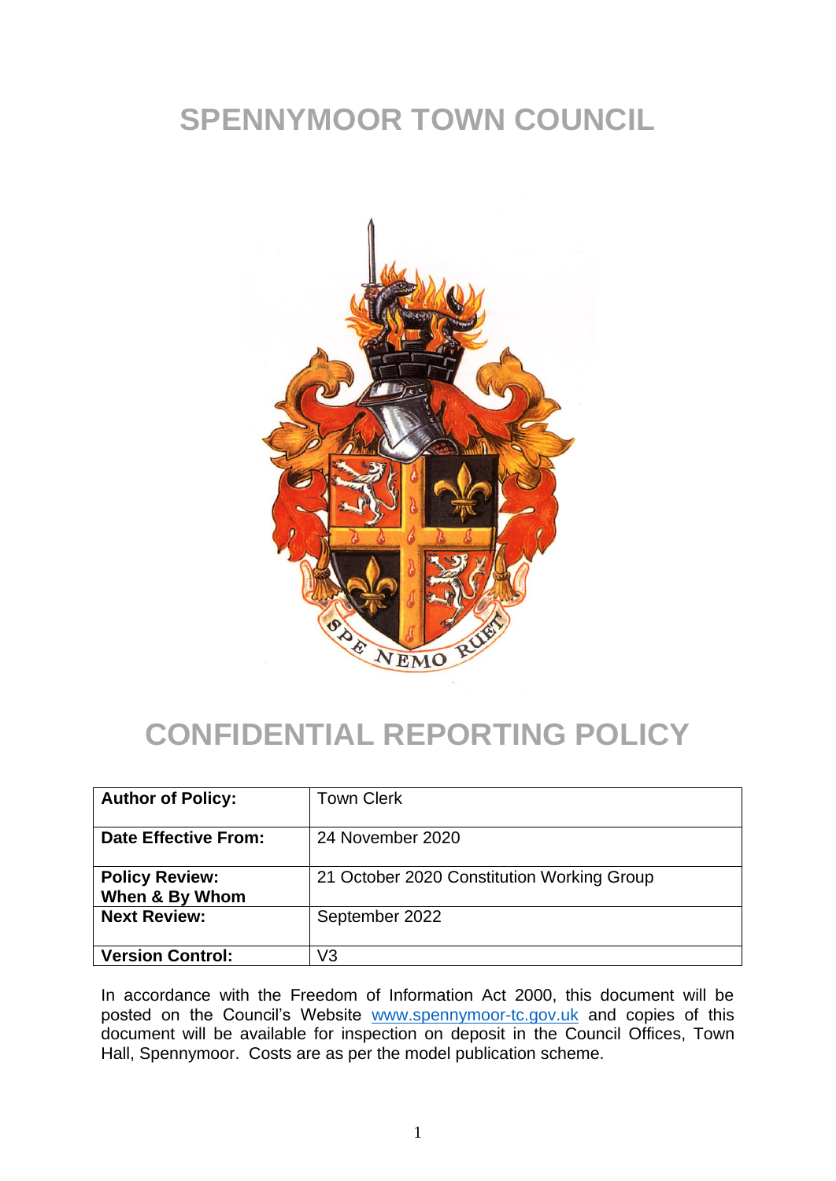# SPENNYMOOR TOWN COUNCIL

# CONFIDENTIAL REPORTING POLICY

| **Author of Policy:** | Town Clerk |
|---|---|
| **Date Effective From:** | 24 November 2020 |
| **Policy Review: When & By Whom** | 21 October 2020 Constitution Working Group |
| **Next Review:** | September 2022 |
| **Version Control:** | V3 |

In accordance with the Freedom of Information Act 2000, this document will be posted on the Council's Website www.spennymoor-tc.gov.uk and copies of this document will be available for inspection on deposit in the Council Offices, Town Hall, Spennymoor. Costs are as per the model publication scheme.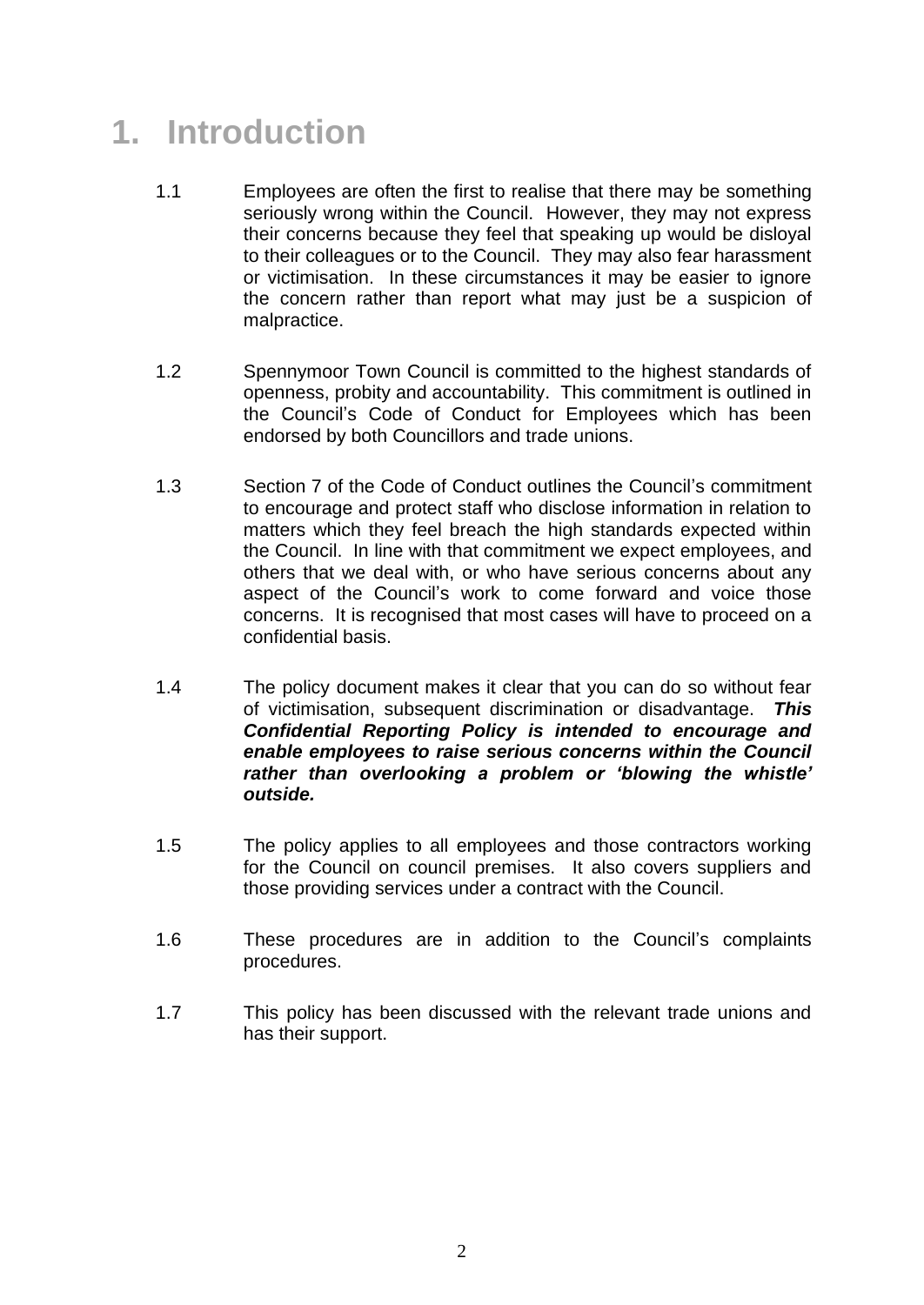# 1. Introduction

1.1 Employees are often the first to realise that there may be something seriously wrong within the Council. However, they may not express their concerns because they feel that speaking up would be disloyal to their colleagues or to the Council. They may also fear harassment or victimisation. In these circumstances it may be easier to ignore the concern rather than report what may just be a suspicion of malpractice.

1.2 Spennymoor Town Council is committed to the highest standards of openness, probity and accountability. This commitment is outlined in the Council's Code of Conduct for Employees which has been endorsed by both Councillors and trade unions.

1.3 Section 7 of the Code of Conduct outlines the Council's commitment to encourage and protect staff who disclose information in relation to matters which they feel breach the high standards expected within the Council. In line with that commitment we expect employees, and others that we deal with, or who have serious concerns about any aspect of the Council's work to come forward and voice those concerns. It is recognised that most cases will have to proceed on a confidential basis.

1.4 The policy document makes it clear that you can do so without fear of victimisation, subsequent discrimination or disadvantage. ***This Confidential Reporting Policy is intended to encourage and enable employees to raise serious concerns within the Council rather than overlooking a problem or 'blowing the whistle' outside.***

1.5 The policy applies to all employees and those contractors working for the Council on council premises. It also covers suppliers and those providing services under a contract with the Council.

1.6 These procedures are in addition to the Council's complaints procedures.

1.7 This policy has been discussed with the relevant trade unions and has their support.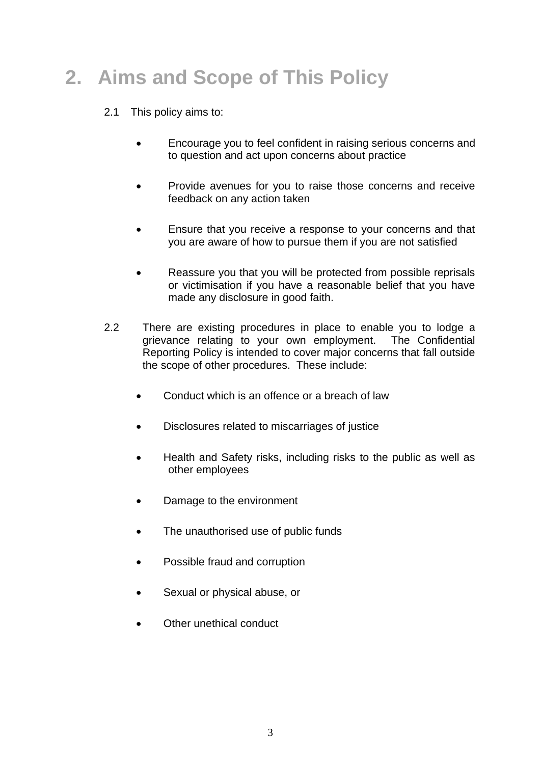# 2. Aims and Scope of This Policy

2.1 This policy aims to:

- Encourage you to feel confident in raising serious concerns and to question and act upon concerns about practice
- Provide avenues for you to raise those concerns and receive feedback on any action taken
- Ensure that you receive a response to your concerns and that you are aware of how to pursue them if you are not satisfied
- Reassure you that you will be protected from possible reprisals or victimisation if you have a reasonable belief that you have made any disclosure in good faith.

2.2 There are existing procedures in place to enable you to lodge a grievance relating to your own employment. The Confidential Reporting Policy is intended to cover major concerns that fall outside the scope of other procedures. These include:

- Conduct which is an offence or a breach of law
- Disclosures related to miscarriages of justice
- Health and Safety risks, including risks to the public as well as other employees
- Damage to the environment
- The unauthorised use of public funds
- Possible fraud and corruption
- Sexual or physical abuse, or
- Other unethical conduct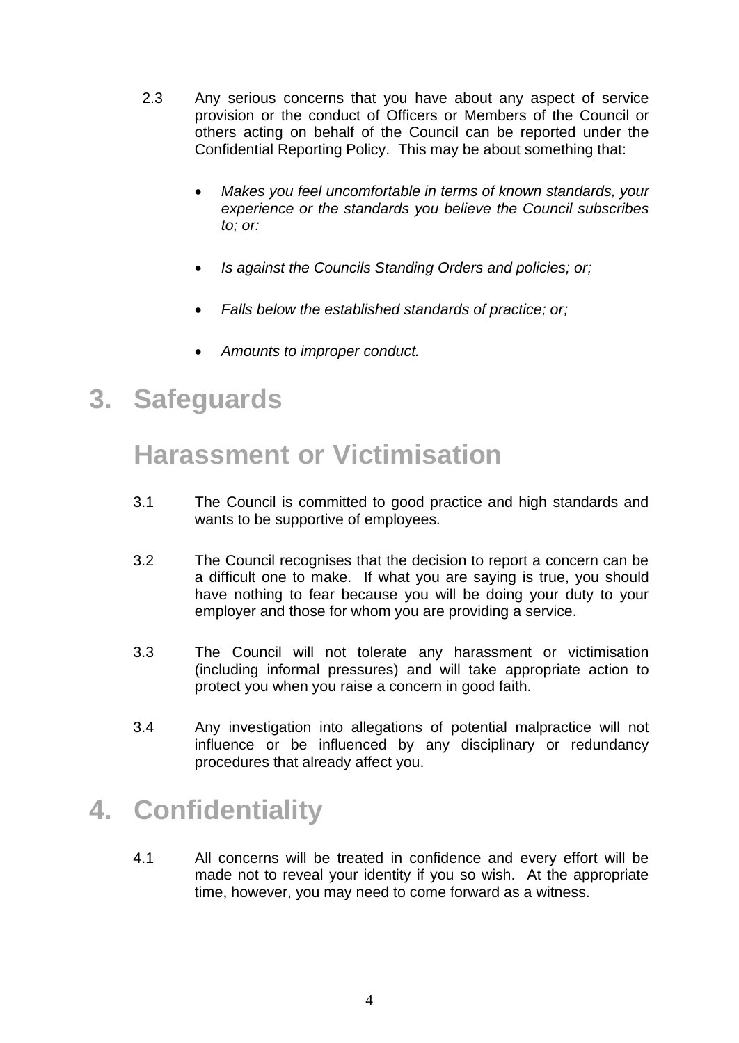2.3 Any serious concerns that you have about any aspect of service provision or the conduct of Officers or Members of the Council or others acting on behalf of the Council can be reported under the Confidential Reporting Policy. This may be about something that:

- *Makes you feel uncomfortable in terms of known standards, your experience or the standards you believe the Council subscribes to; or:*
- *Is against the Councils Standing Orders and policies; or;*
- *Falls below the established standards of practice; or;*
- *Amounts to improper conduct.*

# 3. Safeguards

## Harassment or Victimisation

3.1 The Council is committed to good practice and high standards and wants to be supportive of employees.

3.2 The Council recognises that the decision to report a concern can be a difficult one to make. If what you are saying is true, you should have nothing to fear because you will be doing your duty to your employer and those for whom you are providing a service.

3.3 The Council will not tolerate any harassment or victimisation (including informal pressures) and will take appropriate action to protect you when you raise a concern in good faith.

3.4 Any investigation into allegations of potential malpractice will not influence or be influenced by any disciplinary or redundancy procedures that already affect you.

# 4. Confidentiality

4.1 All concerns will be treated in confidence and every effort will be made not to reveal your identity if you so wish. At the appropriate time, however, you may need to come forward as a witness.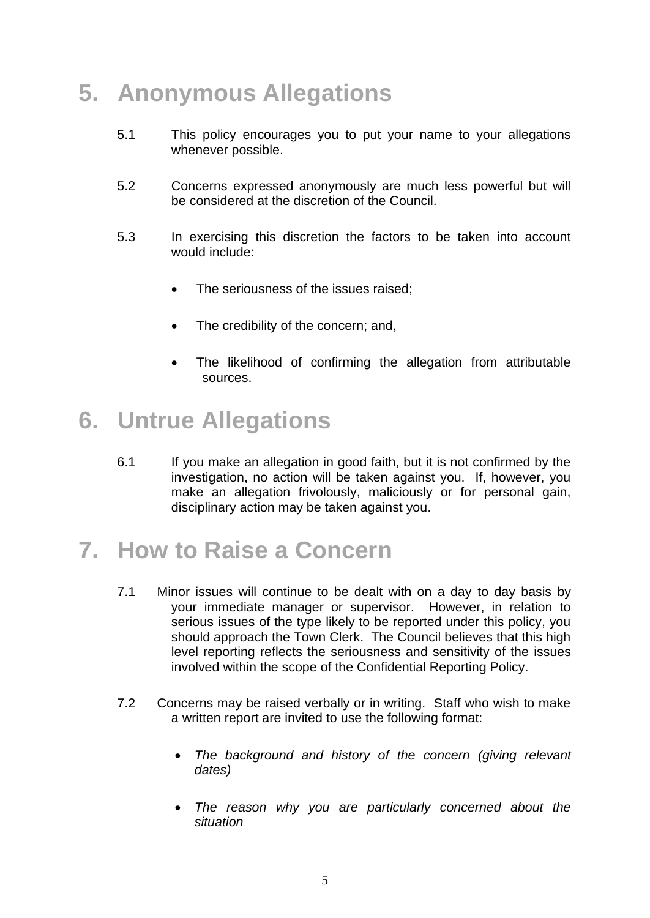# 5. Anonymous Allegations

5.1 This policy encourages you to put your name to your allegations whenever possible.

5.2 Concerns expressed anonymously are much less powerful but will be considered at the discretion of the Council.

5.3 In exercising this discretion the factors to be taken into account would include:

- The seriousness of the issues raised;
- The credibility of the concern; and,
- The likelihood of confirming the allegation from attributable sources.

# 6. Untrue Allegations

6.1 If you make an allegation in good faith, but it is not confirmed by the investigation, no action will be taken against you. If, however, you make an allegation frivolously, maliciously or for personal gain, disciplinary action may be taken against you.

# 7. How to Raise a Concern

7.1 Minor issues will continue to be dealt with on a day to day basis by your immediate manager or supervisor. However, in relation to serious issues of the type likely to be reported under this policy, you should approach the Town Clerk. The Council believes that this high level reporting reflects the seriousness and sensitivity of the issues involved within the scope of the Confidential Reporting Policy.

7.2 Concerns may be raised verbally or in writing. Staff who wish to make a written report are invited to use the following format:

- *The background and history of the concern (giving relevant dates)*
- *The reason why you are particularly concerned about the situation*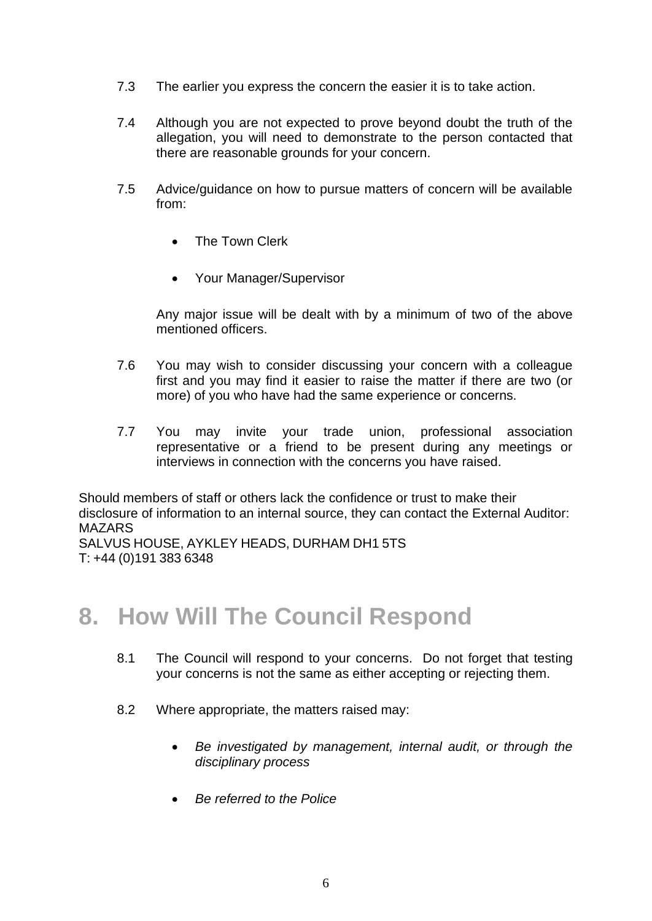7.3 The earlier you express the concern the easier it is to take action.

7.4 Although you are not expected to prove beyond doubt the truth of the allegation, you will need to demonstrate to the person contacted that there are reasonable grounds for your concern.

7.5 Advice/guidance on how to pursue matters of concern will be available from:

- The Town Clerk
- Your Manager/Supervisor

Any major issue will be dealt with by a minimum of two of the above mentioned officers.

7.6 You may wish to consider discussing your concern with a colleague first and you may find it easier to raise the matter if there are two (or more) of you who have had the same experience or concerns.

7.7 You may invite your trade union, professional association representative or a friend to be present during any meetings or interviews in connection with the concerns you have raised.

Should members of staff or others lack the confidence or trust to make their disclosure of information to an internal source, they can contact the External Auditor:
MAZARS
SALVUS HOUSE, AYKLEY HEADS, DURHAM DH1 5TS
T: +44 (0)191 383 6348

# 8. How Will The Council Respond

8.1 The Council will respond to your concerns. Do not forget that testing your concerns is not the same as either accepting or rejecting them.

8.2 Where appropriate, the matters raised may:

- *Be investigated by management, internal audit, or through the disciplinary process*
- *Be referred to the Police*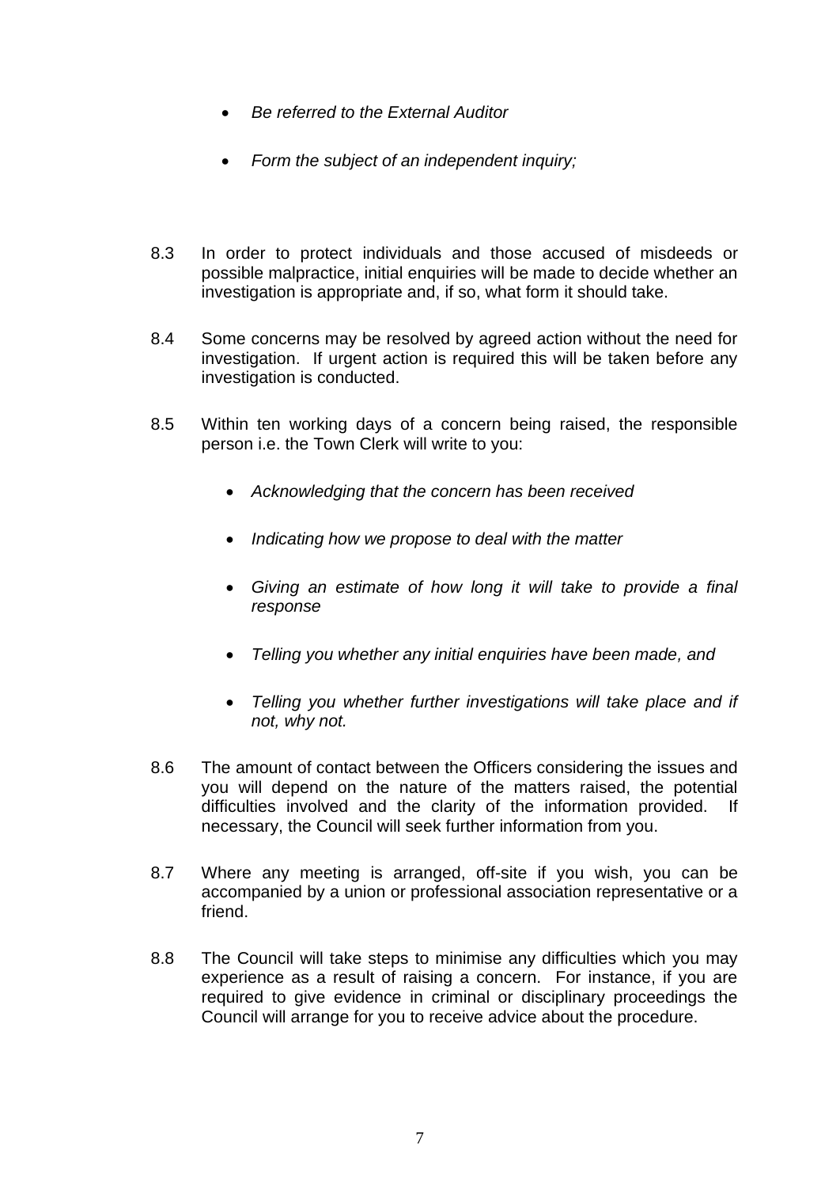- *Be referred to the External Auditor*
- *Form the subject of an independent inquiry;*

8.3 In order to protect individuals and those accused of misdeeds or possible malpractice, initial enquiries will be made to decide whether an investigation is appropriate and, if so, what form it should take.

8.4 Some concerns may be resolved by agreed action without the need for investigation. If urgent action is required this will be taken before any investigation is conducted.

8.5 Within ten working days of a concern being raised, the responsible person i.e. the Town Clerk will write to you:

- *Acknowledging that the concern has been received*
- *Indicating how we propose to deal with the matter*
- *Giving an estimate of how long it will take to provide a final response*
- *Telling you whether any initial enquiries have been made, and*
- *Telling you whether further investigations will take place and if not, why not.*

8.6 The amount of contact between the Officers considering the issues and you will depend on the nature of the matters raised, the potential difficulties involved and the clarity of the information provided. If necessary, the Council will seek further information from you.

8.7 Where any meeting is arranged, off-site if you wish, you can be accompanied by a union or professional association representative or a friend.

8.8 The Council will take steps to minimise any difficulties which you may experience as a result of raising a concern. For instance, if you are required to give evidence in criminal or disciplinary proceedings the Council will arrange for you to receive advice about the procedure.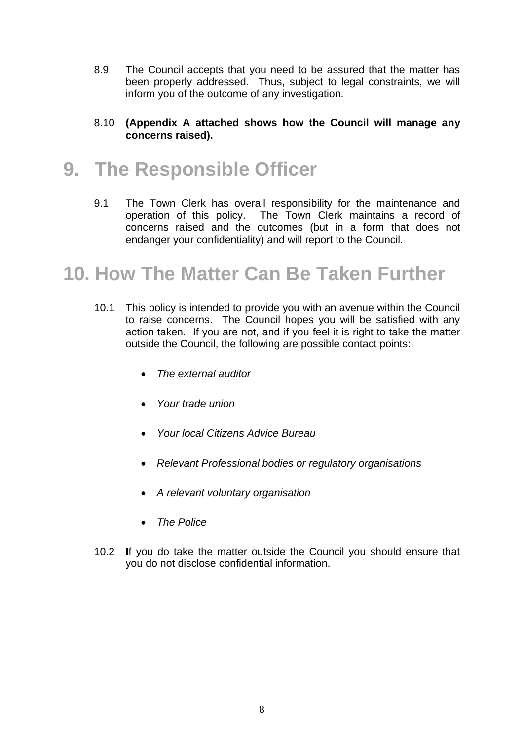8.9 The Council accepts that you need to be assured that the matter has been properly addressed. Thus, subject to legal constraints, we will inform you of the outcome of any investigation.

8.10 **(Appendix A attached shows how the Council will manage any concerns raised).**

# 9. The Responsible Officer

9.1 The Town Clerk has overall responsibility for the maintenance and operation of this policy. The Town Clerk maintains a record of concerns raised and the outcomes (but in a form that does not endanger your confidentiality) and will report to the Council.

# 10. How The Matter Can Be Taken Further

10.1 This policy is intended to provide you with an avenue within the Council to raise concerns. The Council hopes you will be satisfied with any action taken. If you are not, and if you feel it is right to take the matter outside the Council, the following are possible contact points:

- *The external auditor*
- *Your trade union*
- *Your local Citizens Advice Bureau*
- *Relevant Professional bodies or regulatory organisations*
- *A relevant voluntary organisation*
- *The Police*

10.2 **I**f you do take the matter outside the Council you should ensure that you do not disclose confidential information.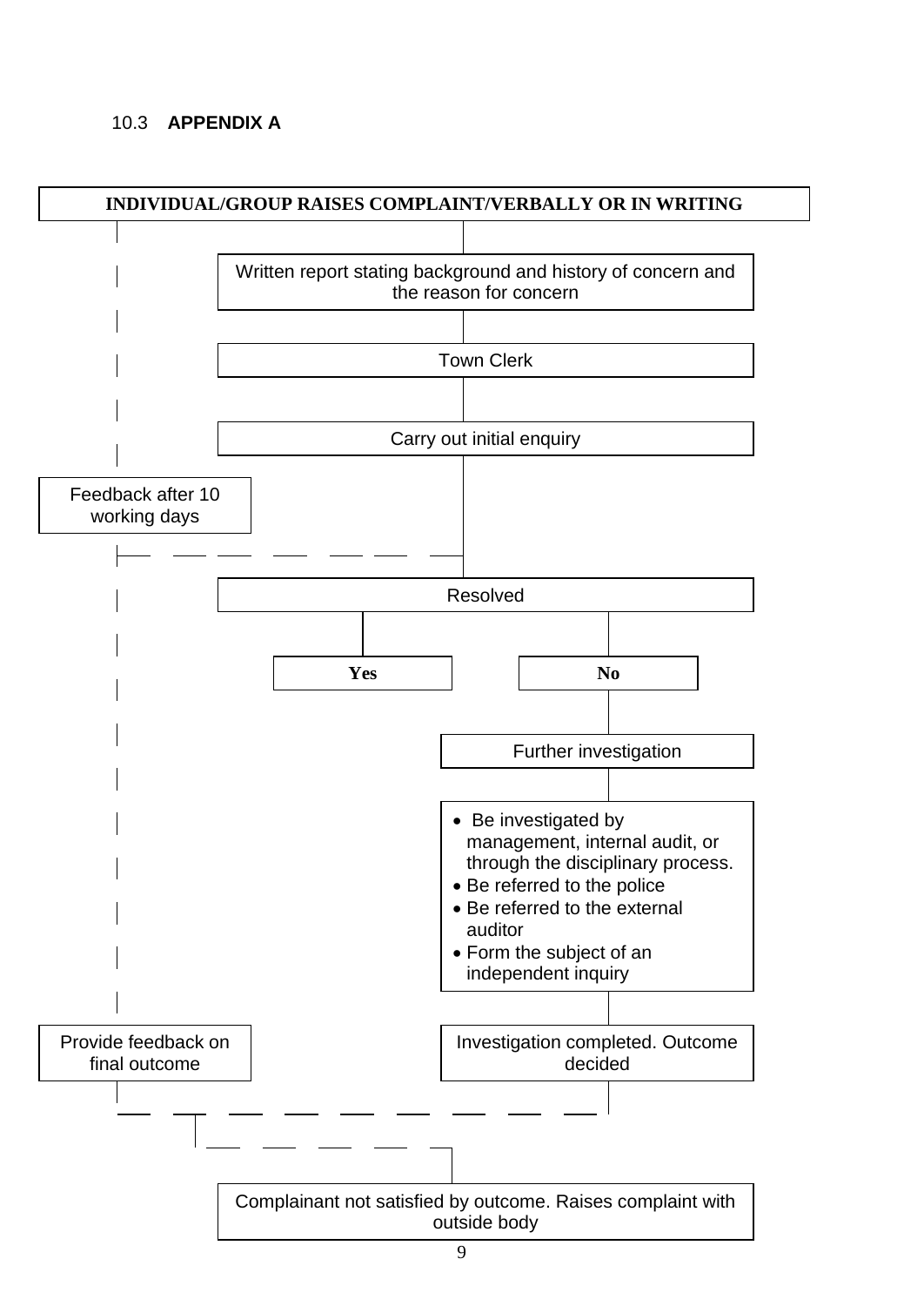10.3 **APPENDIX A**

**INDIVIDUAL/GROUP RAISES COMPLAINT/VERBALLY OR IN WRITING**

Written report stating background and history of concern and the reason for concern

Town Clerk

Carry out initial enquiry

Feedback after 10 working days

Resolved

**Yes**

**No**

Further investigation

- Be investigated by management, internal audit, or through the disciplinary process.
- Be referred to the police
- Be referred to the external auditor
- Form the subject of an independent inquiry

Provide feedback on final outcome

Investigation completed. Outcome decided

Complainant not satisfied by outcome. Raises complaint with outside body